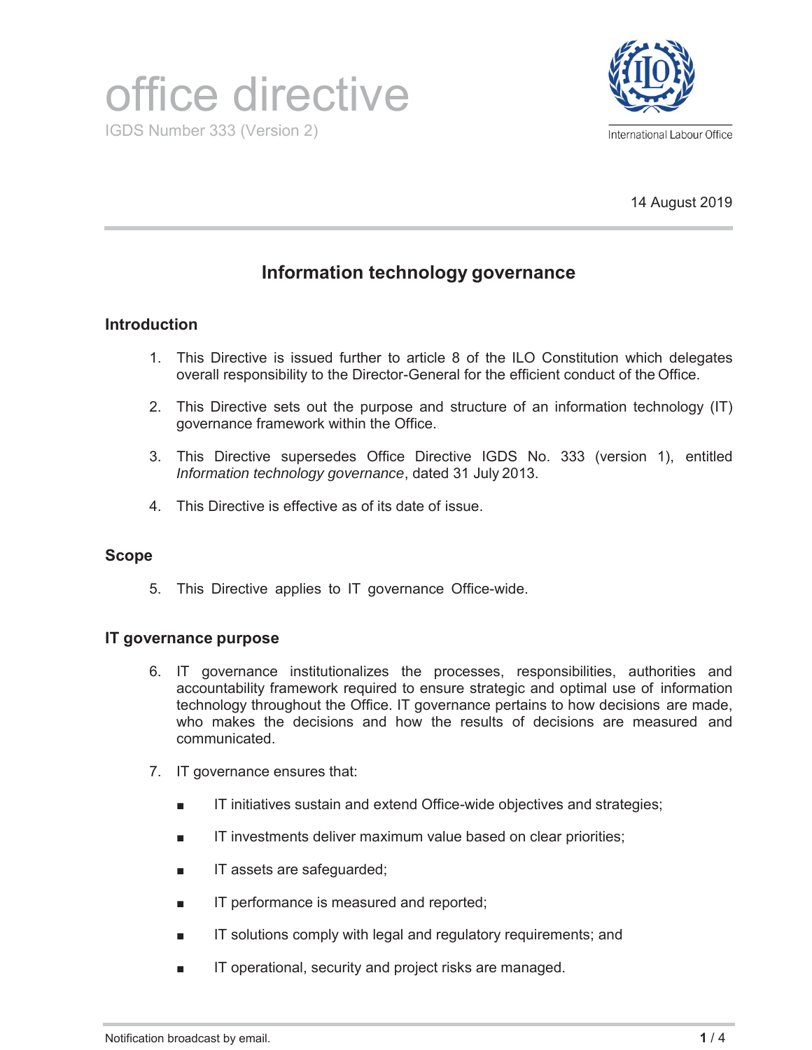# office directive

IGDS Number 333 (Version 2)

International Labour Office

14 August 2019

## Information technology governance

### Introduction

1. This Directive is issued further to article 8 of the ILO Constitution which delegates overall responsibility to the Director-General for the efficient conduct of the Office.

2. This Directive sets out the purpose and structure of an information technology (IT) governance framework within the Office.

3. This Directive supersedes Office Directive IGDS No. 333 (version 1), entitled *Information technology governance*, dated 31 July 2013.

4. This Directive is effective as of its date of issue.

### Scope

5. This Directive applies to IT governance Office-wide.

### IT governance purpose

6. IT governance institutionalizes the processes, responsibilities, authorities and accountability framework required to ensure strategic and optimal use of information technology throughout the Office. IT governance pertains to how decisions are made, who makes the decisions and how the results of decisions are measured and communicated.

7. IT governance ensures that:

   - IT initiatives sustain and extend Office-wide objectives and strategies;
   - IT investments deliver maximum value based on clear priorities;
   - IT assets are safeguarded;
   - IT performance is measured and reported;
   - IT solutions comply with legal and regulatory requirements; and
   - IT operational, security and project risks are managed.

Notification broadcast by email.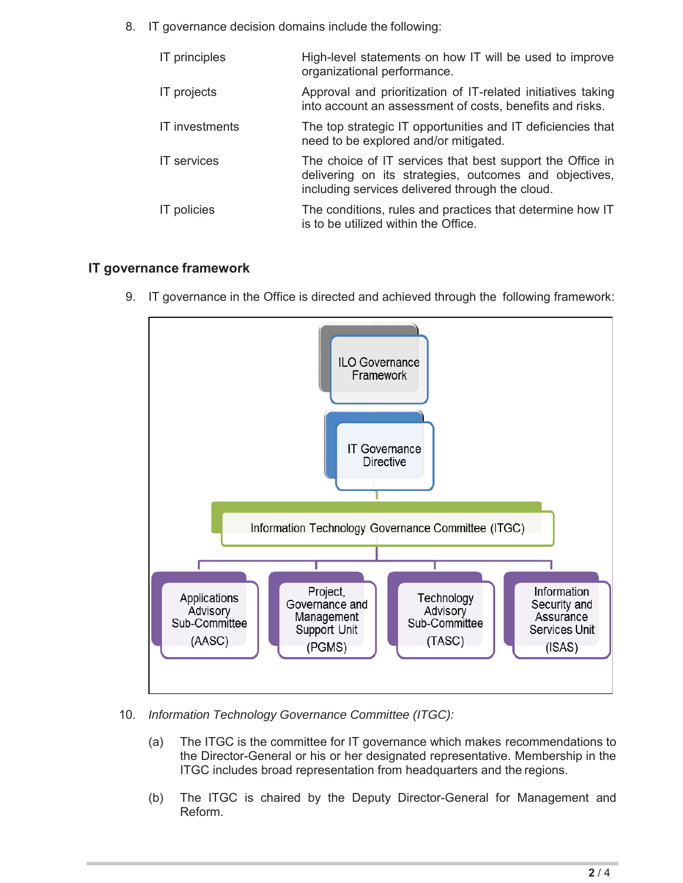8. IT governance decision domains include the following:

| | |
|---|---|
| IT principles | High-level statements on how IT will be used to improve organizational performance. |
| IT projects | Approval and prioritization of IT-related initiatives taking into account an assessment of costs, benefits and risks. |
| IT investments | The top strategic IT opportunities and IT deficiencies that need to be explored and/or mitigated. |
| IT services | The choice of IT services that best support the Office in delivering on its strategies, outcomes and objectives, including services delivered through the cloud. |
| IT policies | The conditions, rules and practices that determine how IT is to be utilized within the Office. |

## IT governance framework

9. IT governance in the Office is directed and achieved through the following framework:

ILO Governance Framework

IT Governance Directive

Information Technology Governance Committee (ITGC)

Applications Advisory Sub-Committee (AASC)

Project, Governance and Management Support Unit (PGMS)

Technology Advisory Sub-Committee (TASC)

Information Security and Assurance Services Unit (ISAS)

10. *Information Technology Governance Committee (ITGC):*

   (a) The ITGC is the committee for IT governance which makes recommendations to the Director-General or his or her designated representative. Membership in the ITGC includes broad representation from headquarters and the regions.

   (b) The ITGC is chaired by the Deputy Director-General for Management and Reform.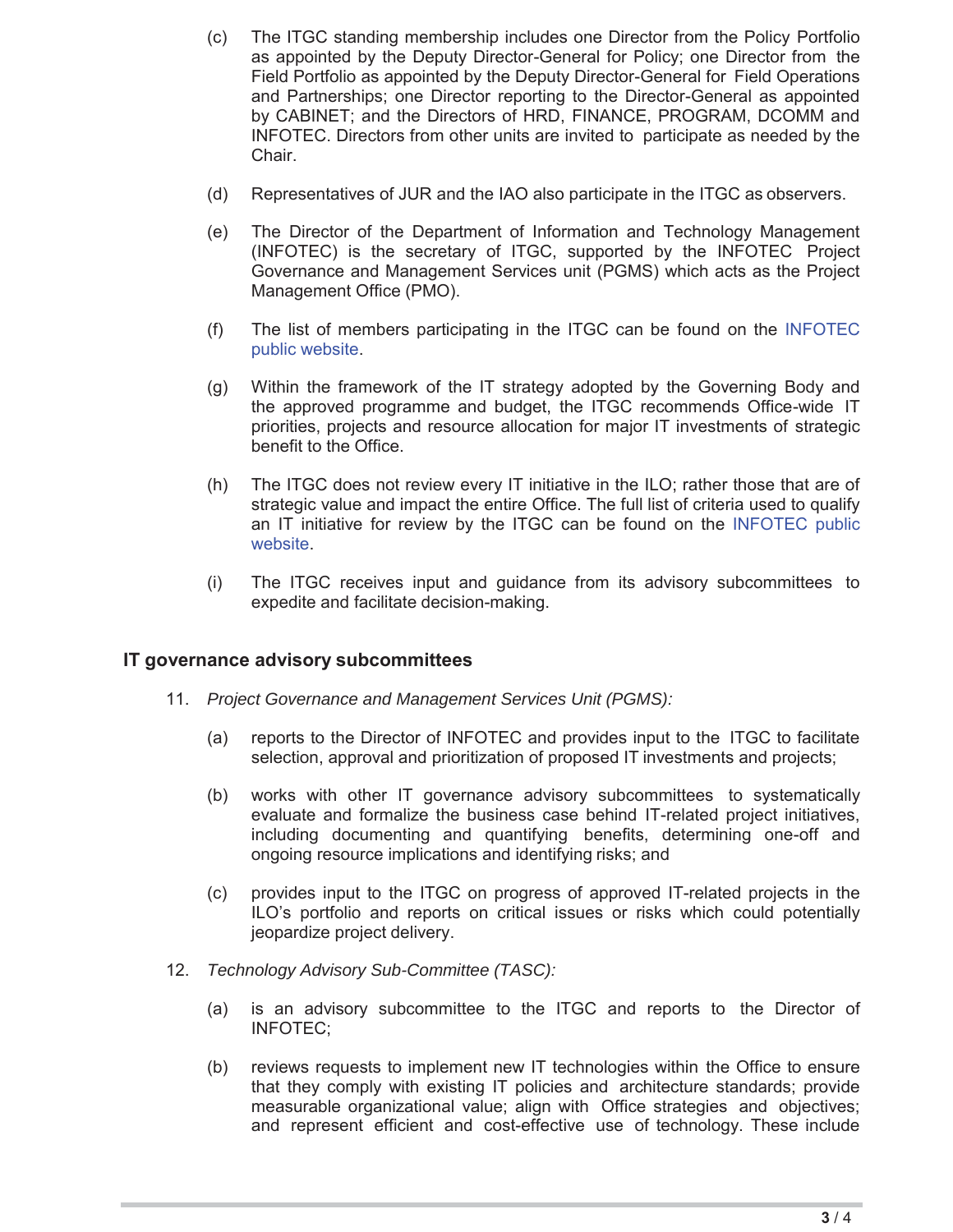(c) The ITGC standing membership includes one Director from the Policy Portfolio as appointed by the Deputy Director-General for Policy; one Director from the Field Portfolio as appointed by the Deputy Director-General for Field Operations and Partnerships; one Director reporting to the Director-General as appointed by CABINET; and the Directors of HRD, FINANCE, PROGRAM, DCOMM and INFOTEC. Directors from other units are invited to participate as needed by the Chair.

(d) Representatives of JUR and the IAO also participate in the ITGC as observers.

(e) The Director of the Department of Information and Technology Management (INFOTEC) is the secretary of ITGC, supported by the INFOTEC Project Governance and Management Services unit (PGMS) which acts as the Project Management Office (PMO).

(f) The list of members participating in the ITGC can be found on the INFOTEC public website.

(g) Within the framework of the IT strategy adopted by the Governing Body and the approved programme and budget, the ITGC recommends Office-wide IT priorities, projects and resource allocation for major IT investments of strategic benefit to the Office.

(h) The ITGC does not review every IT initiative in the ILO; rather those that are of strategic value and impact the entire Office. The full list of criteria used to qualify an IT initiative for review by the ITGC can be found on the INFOTEC public website.

(i) The ITGC receives input and guidance from its advisory subcommittees to expedite and facilitate decision-making.

## IT governance advisory subcommittees

11. *Project Governance and Management Services Unit (PGMS):*

   (a) reports to the Director of INFOTEC and provides input to the ITGC to facilitate selection, approval and prioritization of proposed IT investments and projects;

   (b) works with other IT governance advisory subcommittees to systematically evaluate and formalize the business case behind IT-related project initiatives, including documenting and quantifying benefits, determining one-off and ongoing resource implications and identifying risks; and

   (c) provides input to the ITGC on progress of approved IT-related projects in the ILO's portfolio and reports on critical issues or risks which could potentially jeopardize project delivery.

12. *Technology Advisory Sub-Committee (TASC):*

   (a) is an advisory subcommittee to the ITGC and reports to the Director of INFOTEC;

   (b) reviews requests to implement new IT technologies within the Office to ensure that they comply with existing IT policies and architecture standards; provide measurable organizational value; align with Office strategies and objectives; and represent efficient and cost-effective use of technology. These include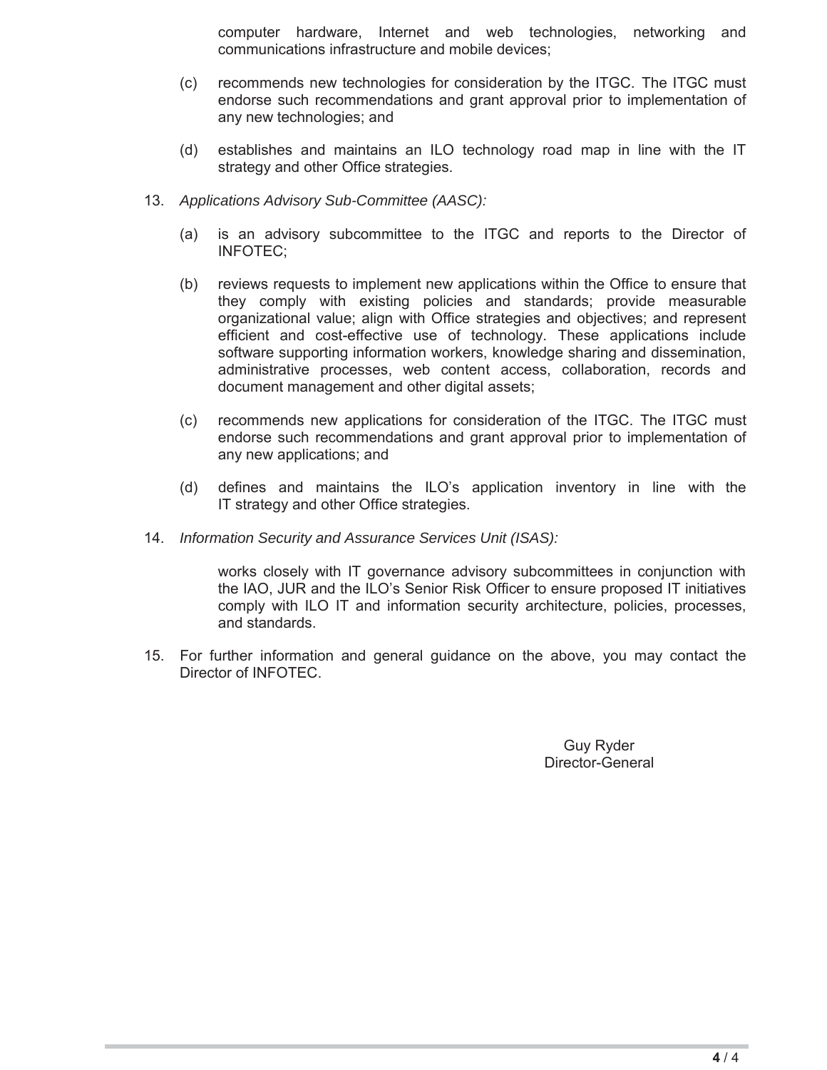computer hardware, Internet and web technologies, networking and communications infrastructure and mobile devices;

(c) recommends new technologies for consideration by the ITGC. The ITGC must endorse such recommendations and grant approval prior to implementation of any new technologies; and

(d) establishes and maintains an ILO technology road map in line with the IT strategy and other Office strategies.

13. *Applications Advisory Sub-Committee (AASC):*

(a) is an advisory subcommittee to the ITGC and reports to the Director of INFOTEC;

(b) reviews requests to implement new applications within the Office to ensure that they comply with existing policies and standards; provide measurable organizational value; align with Office strategies and objectives; and represent efficient and cost-effective use of technology. These applications include software supporting information workers, knowledge sharing and dissemination, administrative processes, web content access, collaboration, records and document management and other digital assets;

(c) recommends new applications for consideration of the ITGC. The ITGC must endorse such recommendations and grant approval prior to implementation of any new applications; and

(d) defines and maintains the ILO's application inventory in line with the IT strategy and other Office strategies.

14. *Information Security and Assurance Services Unit (ISAS):*

works closely with IT governance advisory subcommittees in conjunction with the IAO, JUR and the ILO's Senior Risk Officer to ensure proposed IT initiatives comply with ILO IT and information security architecture, policies, processes, and standards.

15. For further information and general guidance on the above, you may contact the Director of INFOTEC.

Guy Ryder
Director-General